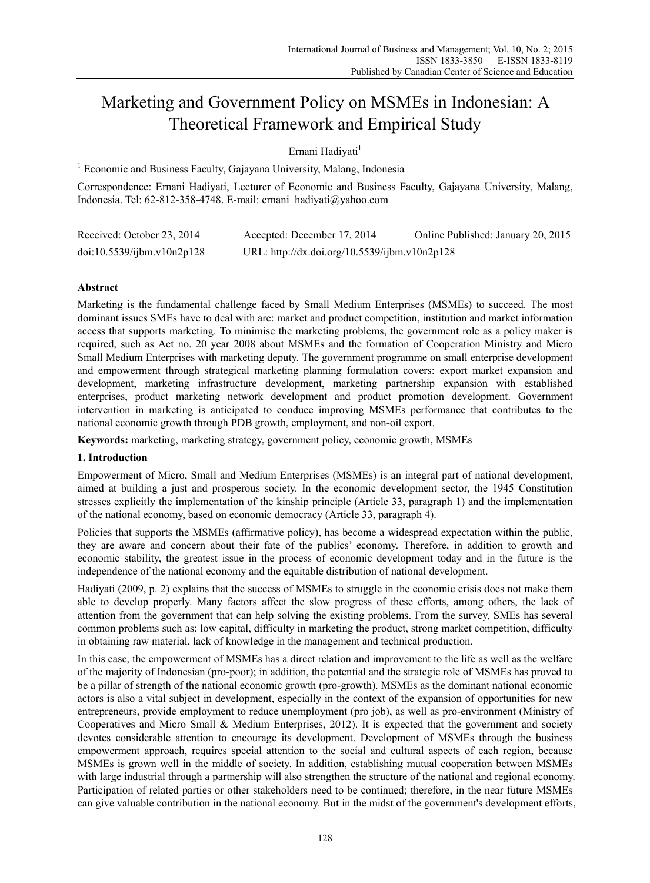# Marketing and Government Policy on MSMEs in Indonesian: A Theoretical Framework and Empirical Study

Ernani Hadiyati[1]

[1] Economic and Business Faculty, Gajayana University, Malang, Indonesia

Correspondence: Ernani Hadiyati, Lecturer of Economic and Business Faculty, Gajayana University, Malang, Indonesia. Tel: 62-812-358-4748. E-mail: ernani_hadiyati@yahoo.com

| Received: October 23, 2014 | Accepted: December 17, 2014 | Online Published: January 20, 2015 |
|---|---|---|
| doi:10.5539/ijbm.v10n2p128 | URL: http://dx.doi.org/10.5539/ijbm.v10n2p128 | |

## Abstract

Marketing is the fundamental challenge faced by Small Medium Enterprises (MSMEs) to succeed. The most dominant issues SMEs have to deal with are: market and product competition, institution and market information access that supports marketing. To minimise the marketing problems, the government role as a policy maker is required, such as Act no. 20 year 2008 about MSMEs and the formation of Cooperation Ministry and Micro Small Medium Enterprises with marketing deputy. The government programme on small enterprise development and empowerment through strategical marketing planning formulation covers: export market expansion and development, marketing infrastructure development, marketing partnership expansion with established enterprises, product marketing network development and product promotion development. Government intervention in marketing is anticipated to conduce improving MSMEs performance that contributes to the national economic growth through PDB growth, employment, and non-oil export.

**Keywords:** marketing, marketing strategy, government policy, economic growth, MSMEs

## 1. Introduction

Empowerment of Micro, Small and Medium Enterprises (MSMEs) is an integral part of national development, aimed at building a just and prosperous society. In the economic development sector, the 1945 Constitution stresses explicitly the implementation of the kinship principle (Article 33, paragraph 1) and the implementation of the national economy, based on economic democracy (Article 33, paragraph 4).

Policies that supports the MSMEs (affirmative policy), has become a widespread expectation within the public, they are aware and concern about their fate of the publics' economy. Therefore, in addition to growth and economic stability, the greatest issue in the process of economic development today and in the future is the independence of the national economy and the equitable distribution of national development.

Hadiyati (2009, p. 2) explains that the success of MSMEs to struggle in the economic crisis does not make them able to develop properly. Many factors affect the slow progress of these efforts, among others, the lack of attention from the government that can help solving the existing problems. From the survey, SMEs has several common problems such as: low capital, difficulty in marketing the product, strong market competition, difficulty in obtaining raw material, lack of knowledge in the management and technical production.

In this case, the empowerment of MSMEs has a direct relation and improvement to the life as well as the welfare of the majority of Indonesian (pro-poor); in addition, the potential and the strategic role of MSMEs has proved to be a pillar of strength of the national economic growth (pro-growth). MSMEs as the dominant national economic actors is also a vital subject in development, especially in the context of the expansion of opportunities for new entrepreneurs, provide employment to reduce unemployment (pro job), as well as pro-environment (Ministry of Cooperatives and Micro Small & Medium Enterprises, 2012). It is expected that the government and society devotes considerable attention to encourage its development. Development of MSMEs through the business empowerment approach, requires special attention to the social and cultural aspects of each region, because MSMEs is grown well in the middle of society. In addition, establishing mutual cooperation between MSMEs with large industrial through a partnership will also strengthen the structure of the national and regional economy. Participation of related parties or other stakeholders need to be continued; therefore, in the near future MSMEs can give valuable contribution in the national economy. But in the midst of the government's development efforts,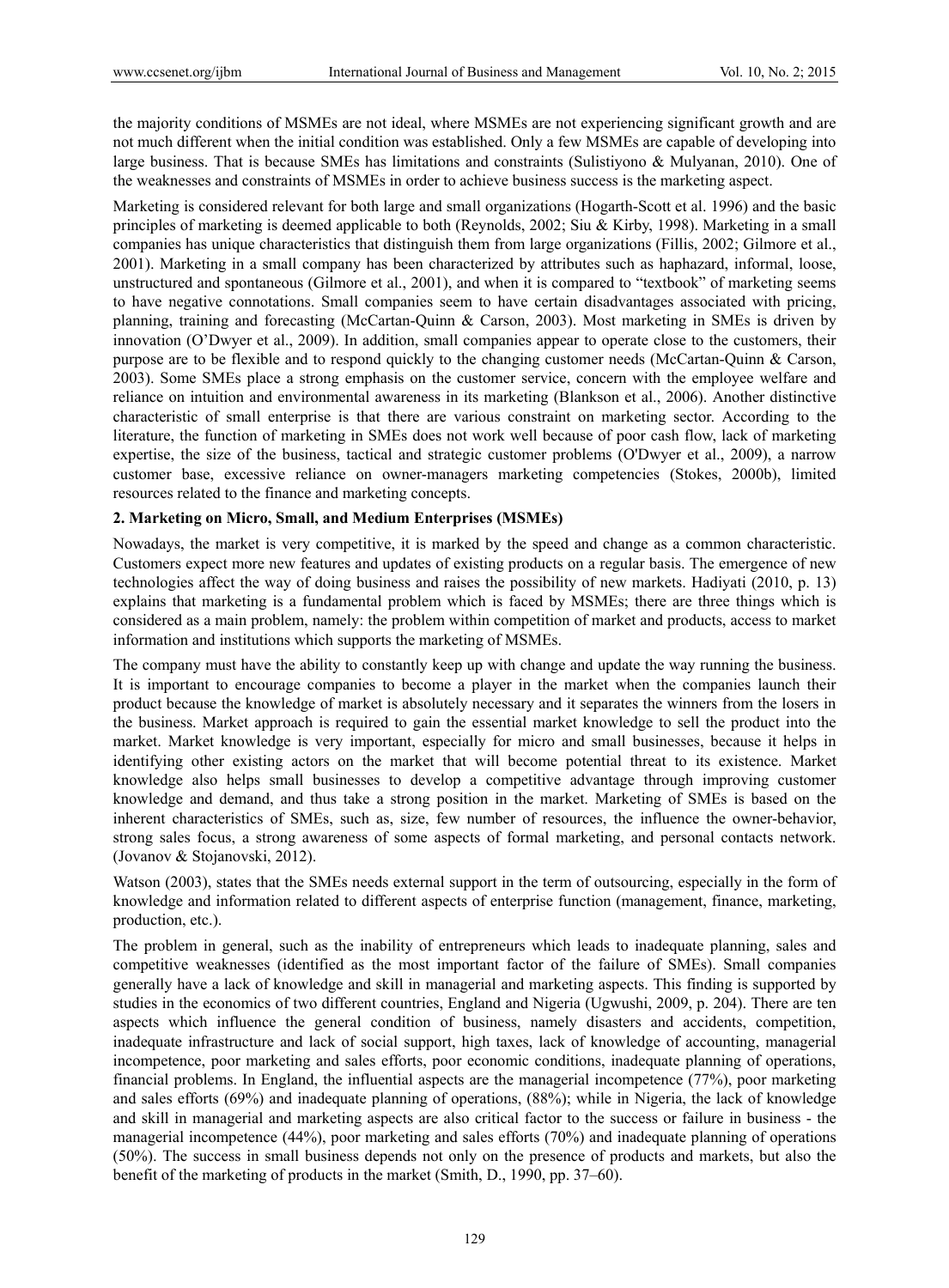the majority conditions of MSMEs are not ideal, where MSMEs are not experiencing significant growth and are not much different when the initial condition was established. Only a few MSMEs are capable of developing into large business. That is because SMEs has limitations and constraints (Sulistiyono & Mulyanan, 2010). One of the weaknesses and constraints of MSMEs in order to achieve business success is the marketing aspect.

Marketing is considered relevant for both large and small organizations (Hogarth-Scott et al. 1996) and the basic principles of marketing is deemed applicable to both (Reynolds, 2002; Siu & Kirby, 1998). Marketing in a small companies has unique characteristics that distinguish them from large organizations (Fillis, 2002; Gilmore et al., 2001). Marketing in a small company has been characterized by attributes such as haphazard, informal, loose, unstructured and spontaneous (Gilmore et al., 2001), and when it is compared to "textbook" of marketing seems to have negative connotations. Small companies seem to have certain disadvantages associated with pricing, planning, training and forecasting (McCartan-Quinn & Carson, 2003). Most marketing in SMEs is driven by innovation (O'Dwyer et al., 2009). In addition, small companies appear to operate close to the customers, their purpose are to be flexible and to respond quickly to the changing customer needs (McCartan-Quinn & Carson, 2003). Some SMEs place a strong emphasis on the customer service, concern with the employee welfare and reliance on intuition and environmental awareness in its marketing (Blankson et al., 2006). Another distinctive characteristic of small enterprise is that there are various constraint on marketing sector. According to the literature, the function of marketing in SMEs does not work well because of poor cash flow, lack of marketing expertise, the size of the business, tactical and strategic customer problems (O'Dwyer et al., 2009), a narrow customer base, excessive reliance on owner-managers marketing competencies (Stokes, 2000b), limited resources related to the finance and marketing concepts.

## 2. Marketing on Micro, Small, and Medium Enterprises (MSMEs)

Nowadays, the market is very competitive, it is marked by the speed and change as a common characteristic. Customers expect more new features and updates of existing products on a regular basis. The emergence of new technologies affect the way of doing business and raises the possibility of new markets. Hadiyati (2010, p. 13) explains that marketing is a fundamental problem which is faced by MSMEs; there are three things which is considered as a main problem, namely: the problem within competition of market and products, access to market information and institutions which supports the marketing of MSMEs.

The company must have the ability to constantly keep up with change and update the way running the business. It is important to encourage companies to become a player in the market when the companies launch their product because the knowledge of market is absolutely necessary and it separates the winners from the losers in the business. Market approach is required to gain the essential market knowledge to sell the product into the market. Market knowledge is very important, especially for micro and small businesses, because it helps in identifying other existing actors on the market that will become potential threat to its existence. Market knowledge also helps small businesses to develop a competitive advantage through improving customer knowledge and demand, and thus take a strong position in the market. Marketing of SMEs is based on the inherent characteristics of SMEs, such as, size, few number of resources, the influence the owner-behavior, strong sales focus, a strong awareness of some aspects of formal marketing, and personal contacts network. (Jovanov & Stojanovski, 2012).

Watson (2003), states that the SMEs needs external support in the term of outsourcing, especially in the form of knowledge and information related to different aspects of enterprise function (management, finance, marketing, production, etc.).

The problem in general, such as the inability of entrepreneurs which leads to inadequate planning, sales and competitive weaknesses (identified as the most important factor of the failure of SMEs). Small companies generally have a lack of knowledge and skill in managerial and marketing aspects. This finding is supported by studies in the economics of two different countries, England and Nigeria (Ugwushi, 2009, p. 204). There are ten aspects which influence the general condition of business, namely disasters and accidents, competition, inadequate infrastructure and lack of social support, high taxes, lack of knowledge of accounting, managerial incompetence, poor marketing and sales efforts, poor economic conditions, inadequate planning of operations, financial problems. In England, the influential aspects are the managerial incompetence (77%), poor marketing and sales efforts (69%) and inadequate planning of operations, (88%); while in Nigeria, the lack of knowledge and skill in managerial and marketing aspects are also critical factor to the success or failure in business - the managerial incompetence (44%), poor marketing and sales efforts (70%) and inadequate planning of operations (50%). The success in small business depends not only on the presence of products and markets, but also the benefit of the marketing of products in the market (Smith, D., 1990, pp. 37–60).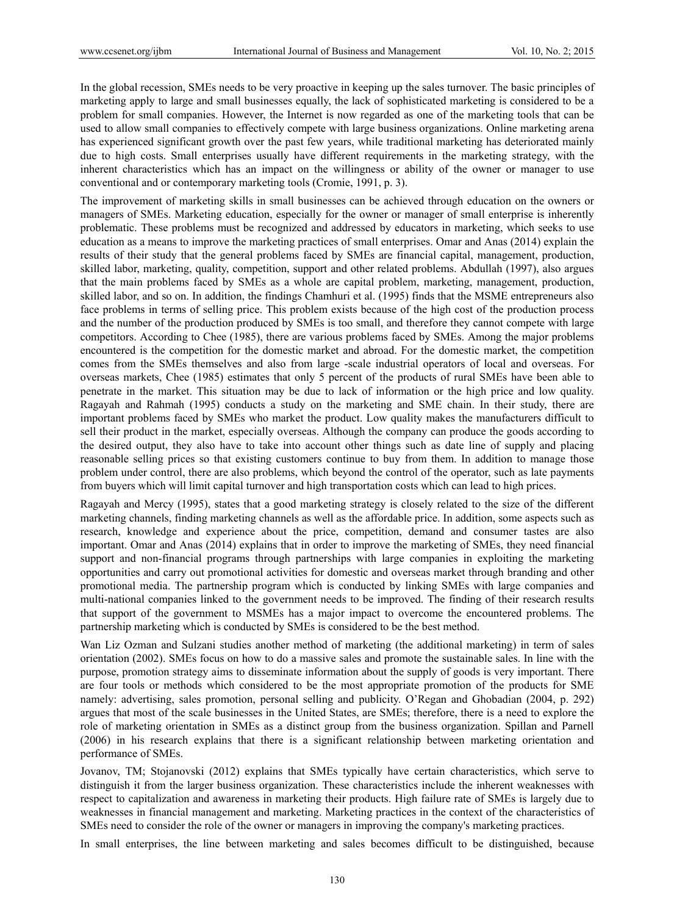In the global recession, SMEs needs to be very proactive in keeping up the sales turnover. The basic principles of marketing apply to large and small businesses equally, the lack of sophisticated marketing is considered to be a problem for small companies. However, the Internet is now regarded as one of the marketing tools that can be used to allow small companies to effectively compete with large business organizations. Online marketing arena has experienced significant growth over the past few years, while traditional marketing has deteriorated mainly due to high costs. Small enterprises usually have different requirements in the marketing strategy, with the inherent characteristics which has an impact on the willingness or ability of the owner or manager to use conventional and or contemporary marketing tools (Cromie, 1991, p. 3).

The improvement of marketing skills in small businesses can be achieved through education on the owners or managers of SMEs. Marketing education, especially for the owner or manager of small enterprise is inherently problematic. These problems must be recognized and addressed by educators in marketing, which seeks to use education as a means to improve the marketing practices of small enterprises. Omar and Anas (2014) explain the results of their study that the general problems faced by SMEs are financial capital, management, production, skilled labor, marketing, quality, competition, support and other related problems. Abdullah (1997), also argues that the main problems faced by SMEs as a whole are capital problem, marketing, management, production, skilled labor, and so on. In addition, the findings Chamhuri et al. (1995) finds that the MSME entrepreneurs also face problems in terms of selling price. This problem exists because of the high cost of the production process and the number of the production produced by SMEs is too small, and therefore they cannot compete with large competitors. According to Chee (1985), there are various problems faced by SMEs. Among the major problems encountered is the competition for the domestic market and abroad. For the domestic market, the competition comes from the SMEs themselves and also from large -scale industrial operators of local and overseas. For overseas markets, Chee (1985) estimates that only 5 percent of the products of rural SMEs have been able to penetrate in the market. This situation may be due to lack of information or the high price and low quality. Ragayah and Rahmah (1995) conducts a study on the marketing and SME chain. In their study, there are important problems faced by SMEs who market the product. Low quality makes the manufacturers difficult to sell their product in the market, especially overseas. Although the company can produce the goods according to the desired output, they also have to take into account other things such as date line of supply and placing reasonable selling prices so that existing customers continue to buy from them. In addition to manage those problem under control, there are also problems, which beyond the control of the operator, such as late payments from buyers which will limit capital turnover and high transportation costs which can lead to high prices.

Ragayah and Mercy (1995), states that a good marketing strategy is closely related to the size of the different marketing channels, finding marketing channels as well as the affordable price. In addition, some aspects such as research, knowledge and experience about the price, competition, demand and consumer tastes are also important. Omar and Anas (2014) explains that in order to improve the marketing of SMEs, they need financial support and non-financial programs through partnerships with large companies in exploiting the marketing opportunities and carry out promotional activities for domestic and overseas market through branding and other promotional media. The partnership program which is conducted by linking SMEs with large companies and multi-national companies linked to the government needs to be improved. The finding of their research results that support of the government to MSMEs has a major impact to overcome the encountered problems. The partnership marketing which is conducted by SMEs is considered to be the best method.

Wan Liz Ozman and Sulzani studies another method of marketing (the additional marketing) in term of sales orientation (2002). SMEs focus on how to do a massive sales and promote the sustainable sales. In line with the purpose, promotion strategy aims to disseminate information about the supply of goods is very important. There are four tools or methods which considered to be the most appropriate promotion of the products for SME namely: advertising, sales promotion, personal selling and publicity. O'Regan and Ghobadian (2004, p. 292) argues that most of the scale businesses in the United States, are SMEs; therefore, there is a need to explore the role of marketing orientation in SMEs as a distinct group from the business organization. Spillan and Parnell (2006) in his research explains that there is a significant relationship between marketing orientation and performance of SMEs.

Jovanov, TM; Stojanovski (2012) explains that SMEs typically have certain characteristics, which serve to distinguish it from the larger business organization. These characteristics include the inherent weaknesses with respect to capitalization and awareness in marketing their products. High failure rate of SMEs is largely due to weaknesses in financial management and marketing. Marketing practices in the context of the characteristics of SMEs need to consider the role of the owner or managers in improving the company's marketing practices.

In small enterprises, the line between marketing and sales becomes difficult to be distinguished, because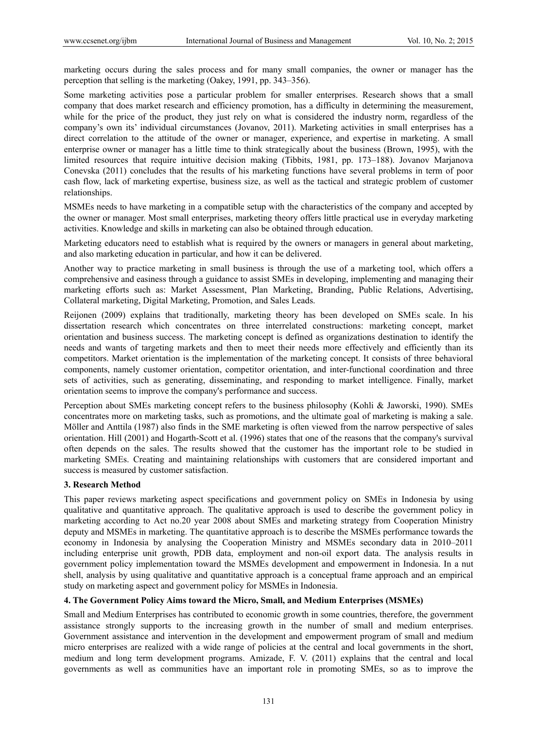marketing occurs during the sales process and for many small companies, the owner or manager has the perception that selling is the marketing (Oakey, 1991, pp. 343–356).

Some marketing activities pose a particular problem for smaller enterprises. Research shows that a small company that does market research and efficiency promotion, has a difficulty in determining the measurement, while for the price of the product, they just rely on what is considered the industry norm, regardless of the company's own its' individual circumstances (Jovanov, 2011). Marketing activities in small enterprises has a direct correlation to the attitude of the owner or manager, experience, and expertise in marketing. A small enterprise owner or manager has a little time to think strategically about the business (Brown, 1995), with the limited resources that require intuitive decision making (Tibbits, 1981, pp. 173–188). Jovanov Marjanova Conevska (2011) concludes that the results of his marketing functions have several problems in term of poor cash flow, lack of marketing expertise, business size, as well as the tactical and strategic problem of customer relationships.

MSMEs needs to have marketing in a compatible setup with the characteristics of the company and accepted by the owner or manager. Most small enterprises, marketing theory offers little practical use in everyday marketing activities. Knowledge and skills in marketing can also be obtained through education.

Marketing educators need to establish what is required by the owners or managers in general about marketing, and also marketing education in particular, and how it can be delivered.

Another way to practice marketing in small business is through the use of a marketing tool, which offers a comprehensive and easiness through a guidance to assist SMEs in developing, implementing and managing their marketing efforts such as: Market Assessment, Plan Marketing, Branding, Public Relations, Advertising, Collateral marketing, Digital Marketing, Promotion, and Sales Leads.

Reijonen (2009) explains that traditionally, marketing theory has been developed on SMEs scale. In his dissertation research which concentrates on three interrelated constructions: marketing concept, market orientation and business success. The marketing concept is defined as organizations destination to identify the needs and wants of targeting markets and then to meet their needs more effectively and efficiently than its competitors. Market orientation is the implementation of the marketing concept. It consists of three behavioral components, namely customer orientation, competitor orientation, and inter-functional coordination and three sets of activities, such as generating, disseminating, and responding to market intelligence. Finally, market orientation seems to improve the company's performance and success.

Perception about SMEs marketing concept refers to the business philosophy (Kohli & Jaworski, 1990). SMEs concentrates more on marketing tasks, such as promotions, and the ultimate goal of marketing is making a sale. Möller and Anttila (1987) also finds in the SME marketing is often viewed from the narrow perspective of sales orientation. Hill (2001) and Hogarth-Scott et al. (1996) states that one of the reasons that the company's survival often depends on the sales. The results showed that the customer has the important role to be studied in marketing SMEs. Creating and maintaining relationships with customers that are considered important and success is measured by customer satisfaction.

## 3. Research Method

This paper reviews marketing aspect specifications and government policy on SMEs in Indonesia by using qualitative and quantitative approach. The qualitative approach is used to describe the government policy in marketing according to Act no.20 year 2008 about SMEs and marketing strategy from Cooperation Ministry deputy and MSMEs in marketing. The quantitative approach is to describe the MSMEs performance towards the economy in Indonesia by analysing the Cooperation Ministry and MSMEs secondary data in 2010–2011 including enterprise unit growth, PDB data, employment and non-oil export data. The analysis results in government policy implementation toward the MSMEs development and empowerment in Indonesia. In a nut shell, analysis by using qualitative and quantitative approach is a conceptual frame approach and an empirical study on marketing aspect and government policy for MSMEs in Indonesia.

## 4. The Government Policy Aims toward the Micro, Small, and Medium Enterprises (MSMEs)

Small and Medium Enterprises has contributed to economic growth in some countries, therefore, the government assistance strongly supports to the increasing growth in the number of small and medium enterprises. Government assistance and intervention in the development and empowerment program of small and medium micro enterprises are realized with a wide range of policies at the central and local governments in the short, medium and long term development programs. Amizade, F. V. (2011) explains that the central and local governments as well as communities have an important role in promoting SMEs, so as to improve the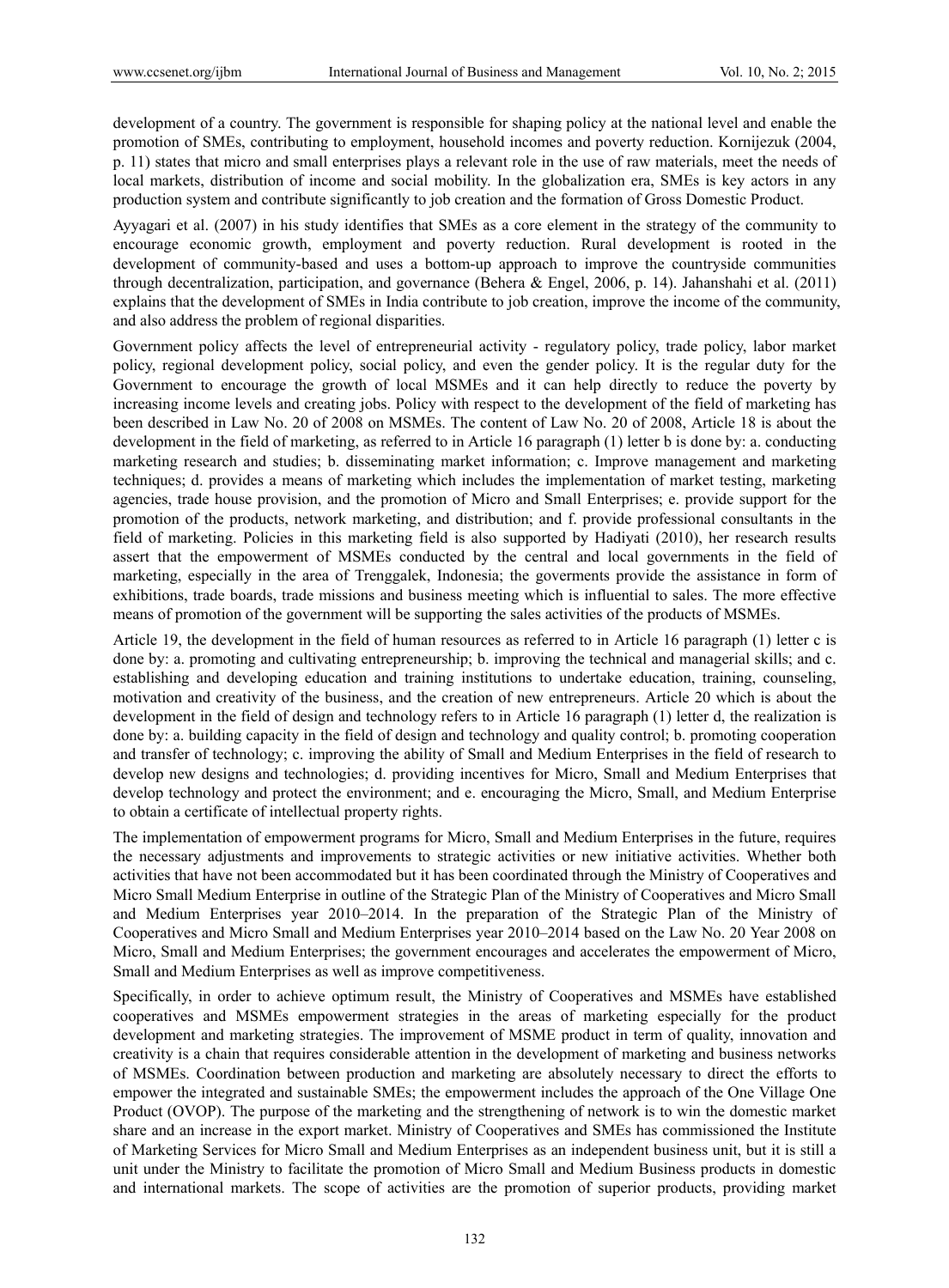development of a country. The government is responsible for shaping policy at the national level and enable the promotion of SMEs, contributing to employment, household incomes and poverty reduction. Kornijezuk (2004, p. 11) states that micro and small enterprises plays a relevant role in the use of raw materials, meet the needs of local markets, distribution of income and social mobility. In the globalization era, SMEs is key actors in any production system and contribute significantly to job creation and the formation of Gross Domestic Product.

Ayyagari et al. (2007) in his study identifies that SMEs as a core element in the strategy of the community to encourage economic growth, employment and poverty reduction. Rural development is rooted in the development of community-based and uses a bottom-up approach to improve the countryside communities through decentralization, participation, and governance (Behera & Engel, 2006, p. 14). Jahanshahi et al. (2011) explains that the development of SMEs in India contribute to job creation, improve the income of the community, and also address the problem of regional disparities.

Government policy affects the level of entrepreneurial activity - regulatory policy, trade policy, labor market policy, regional development policy, social policy, and even the gender policy. It is the regular duty for the Government to encourage the growth of local MSMEs and it can help directly to reduce the poverty by increasing income levels and creating jobs. Policy with respect to the development of the field of marketing has been described in Law No. 20 of 2008 on MSMEs. The content of Law No. 20 of 2008, Article 18 is about the development in the field of marketing, as referred to in Article 16 paragraph (1) letter b is done by: a. conducting marketing research and studies; b. disseminating market information; c. Improve management and marketing techniques; d. provides a means of marketing which includes the implementation of market testing, marketing agencies, trade house provision, and the promotion of Micro and Small Enterprises; e. provide support for the promotion of the products, network marketing, and distribution; and f. provide professional consultants in the field of marketing. Policies in this marketing field is also supported by Hadiyati (2010), her research results assert that the empowerment of MSMEs conducted by the central and local governments in the field of marketing, especially in the area of Trenggalek, Indonesia; the goverments provide the assistance in form of exhibitions, trade boards, trade missions and business meeting which is influential to sales. The more effective means of promotion of the government will be supporting the sales activities of the products of MSMEs.

Article 19, the development in the field of human resources as referred to in Article 16 paragraph (1) letter c is done by: a. promoting and cultivating entrepreneurship; b. improving the technical and managerial skills; and c. establishing and developing education and training institutions to undertake education, training, counseling, motivation and creativity of the business, and the creation of new entrepreneurs. Article 20 which is about the development in the field of design and technology refers to in Article 16 paragraph (1) letter d, the realization is done by: a. building capacity in the field of design and technology and quality control; b. promoting cooperation and transfer of technology; c. improving the ability of Small and Medium Enterprises in the field of research to develop new designs and technologies; d. providing incentives for Micro, Small and Medium Enterprises that develop technology and protect the environment; and e. encouraging the Micro, Small, and Medium Enterprise to obtain a certificate of intellectual property rights.

The implementation of empowerment programs for Micro, Small and Medium Enterprises in the future, requires the necessary adjustments and improvements to strategic activities or new initiative activities. Whether both activities that have not been accommodated but it has been coordinated through the Ministry of Cooperatives and Micro Small Medium Enterprise in outline of the Strategic Plan of the Ministry of Cooperatives and Micro Small and Medium Enterprises year 2010–2014. In the preparation of the Strategic Plan of the Ministry of Cooperatives and Micro Small and Medium Enterprises year 2010–2014 based on the Law No. 20 Year 2008 on Micro, Small and Medium Enterprises; the government encourages and accelerates the empowerment of Micro, Small and Medium Enterprises as well as improve competitiveness.

Specifically, in order to achieve optimum result, the Ministry of Cooperatives and MSMEs have established cooperatives and MSMEs empowerment strategies in the areas of marketing especially for the product development and marketing strategies. The improvement of MSME product in term of quality, innovation and creativity is a chain that requires considerable attention in the development of marketing and business networks of MSMEs. Coordination between production and marketing are absolutely necessary to direct the efforts to empower the integrated and sustainable SMEs; the empowerment includes the approach of the One Village One Product (OVOP). The purpose of the marketing and the strengthening of network is to win the domestic market share and an increase in the export market. Ministry of Cooperatives and SMEs has commissioned the Institute of Marketing Services for Micro Small and Medium Enterprises as an independent business unit, but it is still a unit under the Ministry to facilitate the promotion of Micro Small and Medium Business products in domestic and international markets. The scope of activities are the promotion of superior products, providing market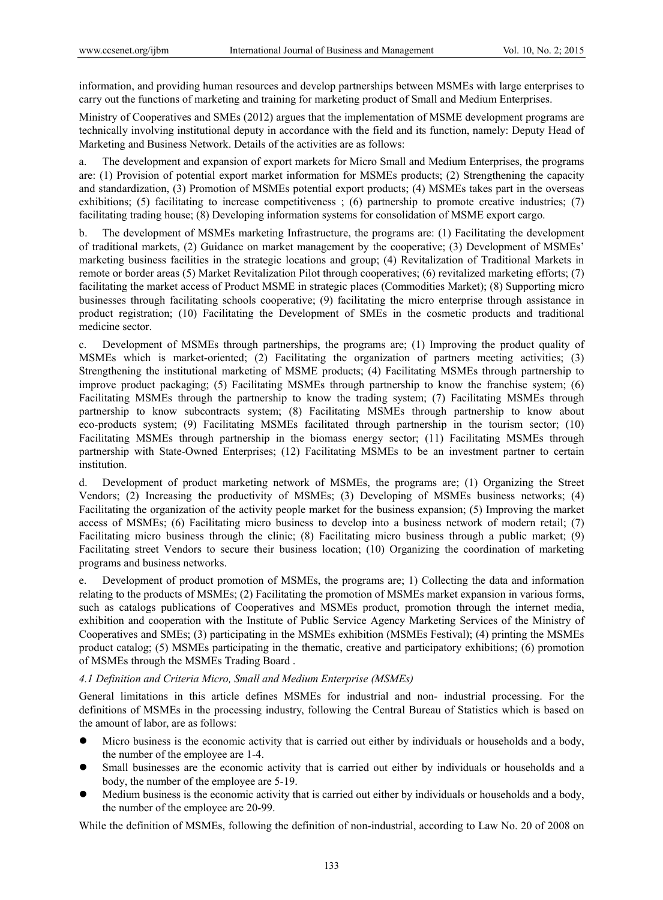information, and providing human resources and develop partnerships between MSMEs with large enterprises to carry out the functions of marketing and training for marketing product of Small and Medium Enterprises.

Ministry of Cooperatives and SMEs (2012) argues that the implementation of MSME development programs are technically involving institutional deputy in accordance with the field and its function, namely: Deputy Head of Marketing and Business Network. Details of the activities are as follows:

a. The development and expansion of export markets for Micro Small and Medium Enterprises, the programs are: (1) Provision of potential export market information for MSMEs products; (2) Strengthening the capacity and standardization, (3) Promotion of MSMEs potential export products; (4) MSMEs takes part in the overseas exhibitions; (5) facilitating to increase competitiveness ; (6) partnership to promote creative industries; (7) facilitating trading house; (8) Developing information systems for consolidation of MSME export cargo.

b. The development of MSMEs marketing Infrastructure, the programs are: (1) Facilitating the development of traditional markets, (2) Guidance on market management by the cooperative; (3) Development of MSMEs' marketing business facilities in the strategic locations and group; (4) Revitalization of Traditional Markets in remote or border areas (5) Market Revitalization Pilot through cooperatives; (6) revitalized marketing efforts; (7) facilitating the market access of Product MSME in strategic places (Commodities Market); (8) Supporting micro businesses through facilitating schools cooperative; (9) facilitating the micro enterprise through assistance in product registration; (10) Facilitating the Development of SMEs in the cosmetic products and traditional medicine sector.

c. Development of MSMEs through partnerships, the programs are; (1) Improving the product quality of MSMEs which is market-oriented; (2) Facilitating the organization of partners meeting activities; (3) Strengthening the institutional marketing of MSME products; (4) Facilitating MSMEs through partnership to improve product packaging; (5) Facilitating MSMEs through partnership to know the franchise system; (6) Facilitating MSMEs through the partnership to know the trading system; (7) Facilitating MSMEs through partnership to know subcontracts system; (8) Facilitating MSMEs through partnership to know about eco-products system; (9) Facilitating MSMEs facilitated through partnership in the tourism sector; (10) Facilitating MSMEs through partnership in the biomass energy sector; (11) Facilitating MSMEs through partnership with State-Owned Enterprises; (12) Facilitating MSMEs to be an investment partner to certain institution.

d. Development of product marketing network of MSMEs, the programs are; (1) Organizing the Street Vendors; (2) Increasing the productivity of MSMEs; (3) Developing of MSMEs business networks; (4) Facilitating the organization of the activity people market for the business expansion; (5) Improving the market access of MSMEs; (6) Facilitating micro business to develop into a business network of modern retail; (7) Facilitating micro business through the clinic; (8) Facilitating micro business through a public market; (9) Facilitating street Vendors to secure their business location; (10) Organizing the coordination of marketing programs and business networks.

e. Development of product promotion of MSMEs, the programs are; 1) Collecting the data and information relating to the products of MSMEs; (2) Facilitating the promotion of MSMEs market expansion in various forms, such as catalogs publications of Cooperatives and MSMEs product, promotion through the internet media, exhibition and cooperation with the Institute of Public Service Agency Marketing Services of the Ministry of Cooperatives and SMEs; (3) participating in the MSMEs exhibition (MSMEs Festival); (4) printing the MSMEs product catalog; (5) MSMEs participating in the thematic, creative and participatory exhibitions; (6) promotion of MSMEs through the MSMEs Trading Board .

### *4.1 Definition and Criteria Micro, Small and Medium Enterprise (MSMEs)*

General limitations in this article defines MSMEs for industrial and non- industrial processing. For the definitions of MSMEs in the processing industry, following the Central Bureau of Statistics which is based on the amount of labor, are as follows:

- Micro business is the economic activity that is carried out either by individuals or households and a body, the number of the employee are 1-4.
- Small businesses are the economic activity that is carried out either by individuals or households and a body, the number of the employee are 5-19.
- Medium business is the economic activity that is carried out either by individuals or households and a body, the number of the employee are 20-99.

While the definition of MSMEs, following the definition of non-industrial, according to Law No. 20 of 2008 on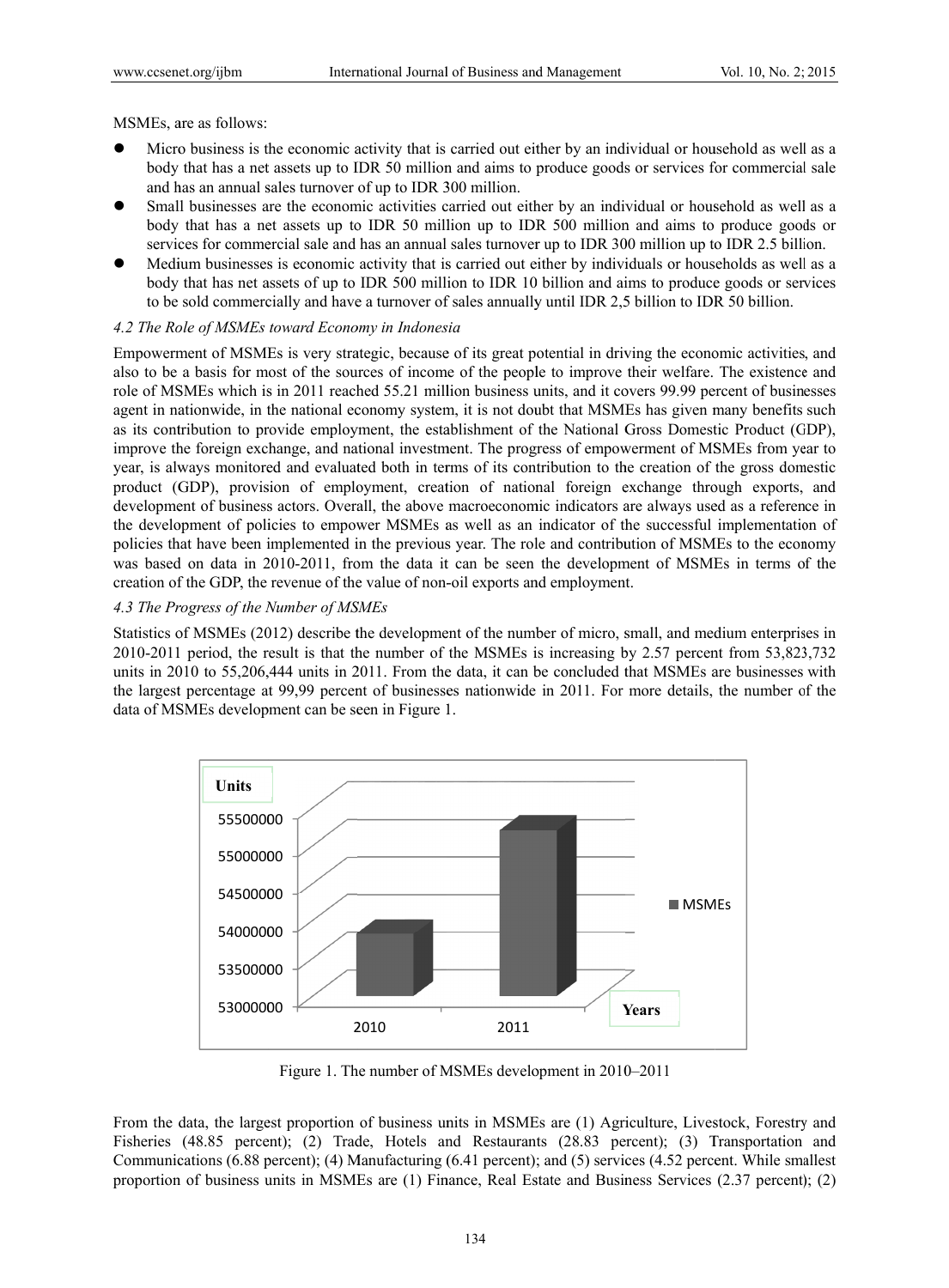MSMEs, are as follows:

- Micro business is the economic activity that is carried out either by an individual or household as well as a body that has a net assets up to IDR 50 million and aims to produce goods or services for commercial sale and has an annual sales turnover of up to IDR 300 million.
- Small businesses are the economic activities carried out either by an individual or household as well as a body that has a net assets up to IDR 50 million up to IDR 500 million and aims to produce goods or services for commercial sale and has an annual sales turnover up to IDR 300 million up to IDR 2.5 billion.
- Medium businesses is economic activity that is carried out either by individuals or households as well as a body that has net assets of up to IDR 500 million to IDR 10 billion and aims to produce goods or services to be sold commercially and have a turnover of sales annually until IDR 2,5 billion to IDR 50 billion.

### *4.2 The Role of MSMEs toward Economy in Indonesia*

Empowerment of MSMEs is very strategic, because of its great potential in driving the economic activities, and also to be a basis for most of the sources of income of the people to improve their welfare. The existence and role of MSMEs which is in 2011 reached 55.21 million business units, and it covers 99.99 percent of businesses agent in nationwide, in the national economy system, it is not doubt that MSMEs has given many benefits such as its contribution to provide employment, the establishment of the National Gross Domestic Product (GDP), improve the foreign exchange, and national investment. The progress of empowerment of MSMEs from year to year, is always monitored and evaluated both in terms of its contribution to the creation of the gross domestic product (GDP), provision of employment, creation of national foreign exchange through exports, and development of business actors. Overall, the above macroeconomic indicators are always used as a reference in the development of policies to empower MSMEs as well as an indicator of the successful implementation of policies that have been implemented in the previous year. The role and contribution of MSMEs to the economy was based on data in 2010-2011, from the data it can be seen the development of MSMEs in terms of the creation of the GDP, the revenue of the value of non-oil exports and employment.

### *4.3 The Progress of the Number of MSMEs*

Statistics of MSMEs (2012) describe the development of the number of micro, small, and medium enterprises in 2010-2011 period, the result is that the number of the MSMEs is increasing by 2.57 percent from 53,823,732 units in 2010 to 55,206,444 units in 2011. From the data, it can be concluded that MSMEs are businesses with the largest percentage at 99,99 percent of businesses nationwide in 2011. For more details, the number of the data of MSMEs development can be seen in Figure 1.

Figure 1. The number of MSMEs development in 2010–2011

From the data, the largest proportion of business units in MSMEs are (1) Agriculture, Livestock, Forestry and Fisheries (48.85 percent); (2) Trade, Hotels and Restaurants (28.83 percent); (3) Transportation and Communications (6.88 percent); (4) Manufacturing (6.41 percent); and (5) services (4.52 percent. While smallest proportion of business units in MSMEs are (1) Finance, Real Estate and Business Services (2.37 percent); (2)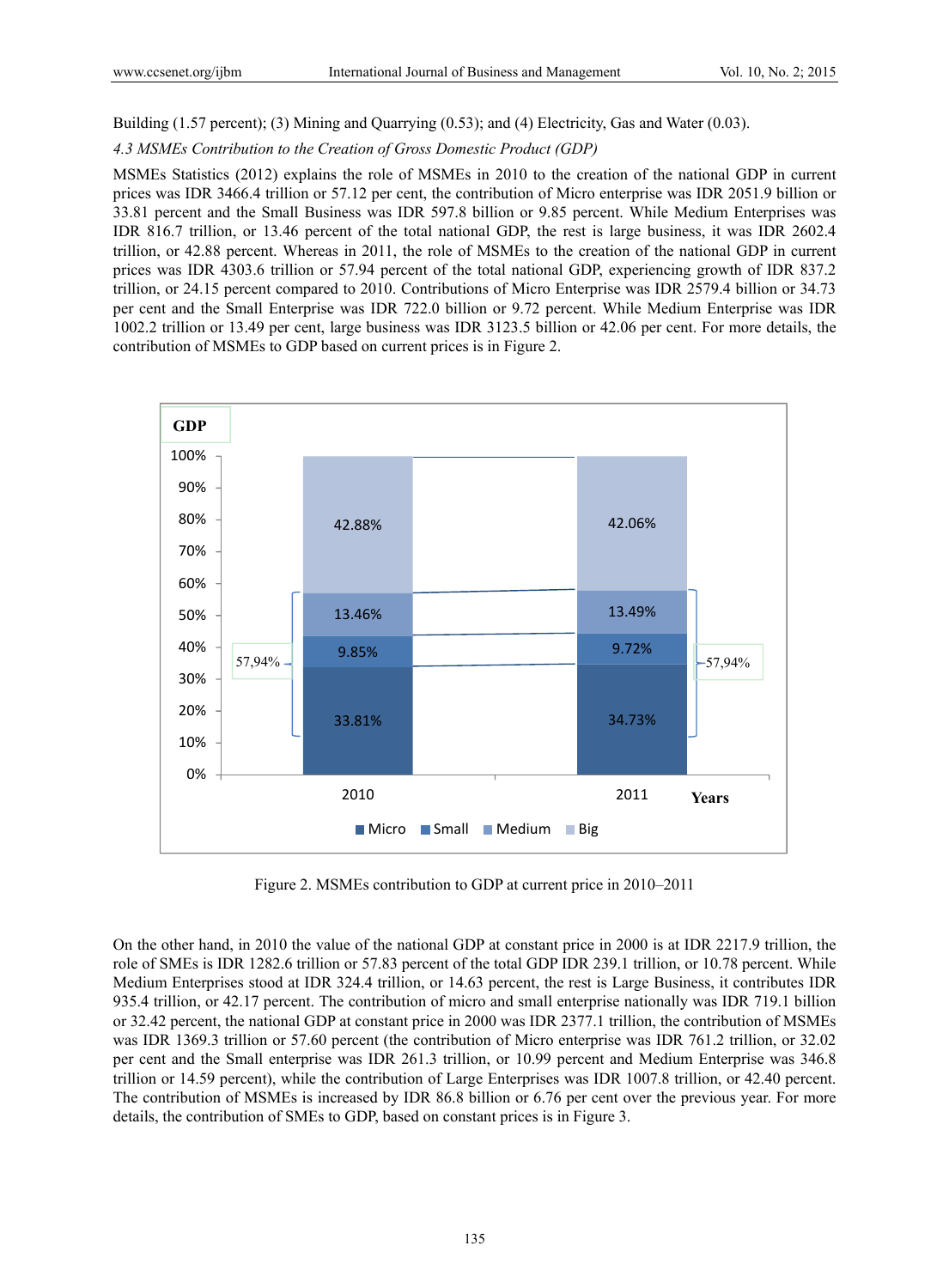Building (1.57 percent); (3) Mining and Quarrying (0.53); and (4) Electricity, Gas and Water (0.03).

### *4.3 MSMEs Contribution to the Creation of Gross Domestic Product (GDP)*

MSMEs Statistics (2012) explains the role of MSMEs in 2010 to the creation of the national GDP in current prices was IDR 3466.4 trillion or 57.12 per cent, the contribution of Micro enterprise was IDR 2051.9 billion or 33.81 percent and the Small Business was IDR 597.8 billion or 9.85 percent. While Medium Enterprises was IDR 816.7 trillion, or 13.46 percent of the total national GDP, the rest is large business, it was IDR 2602.4 trillion, or 42.88 percent. Whereas in 2011, the role of MSMEs to the creation of the national GDP in current prices was IDR 4303.6 trillion or 57.94 percent of the total national GDP, experiencing growth of IDR 837.2 trillion, or 24.15 percent compared to 2010. Contributions of Micro Enterprise was IDR 2579.4 billion or 34.73 per cent and the Small Enterprise was IDR 722.0 billion or 9.72 percent. While Medium Enterprise was IDR 1002.2 trillion or 13.49 per cent, large business was IDR 3123.5 billion or 42.06 per cent. For more details, the contribution of MSMEs to GDP based on current prices is in Figure 2.

Figure 2. MSMEs contribution to GDP at current price in 2010–2011

On the other hand, in 2010 the value of the national GDP at constant price in 2000 is at IDR 2217.9 trillion, the role of SMEs is IDR 1282.6 trillion or 57.83 percent of the total GDP IDR 239.1 trillion, or 10.78 percent. While Medium Enterprises stood at IDR 324.4 trillion, or 14.63 percent, the rest is Large Business, it contributes IDR 935.4 trillion, or 42.17 percent. The contribution of micro and small enterprise nationally was IDR 719.1 billion or 32.42 percent, the national GDP at constant price in 2000 was IDR 2377.1 trillion, the contribution of MSMEs was IDR 1369.3 trillion or 57.60 percent (the contribution of Micro enterprise was IDR 761.2 trillion, or 32.02 per cent and the Small enterprise was IDR 261.3 trillion, or 10.99 percent and Medium Enterprise was 346.8 trillion or 14.59 percent), while the contribution of Large Enterprises was IDR 1007.8 trillion, or 42.40 percent. The contribution of MSMEs is increased by IDR 86.8 billion or 6.76 per cent over the previous year. For more details, the contribution of SMEs to GDP, based on constant prices is in Figure 3.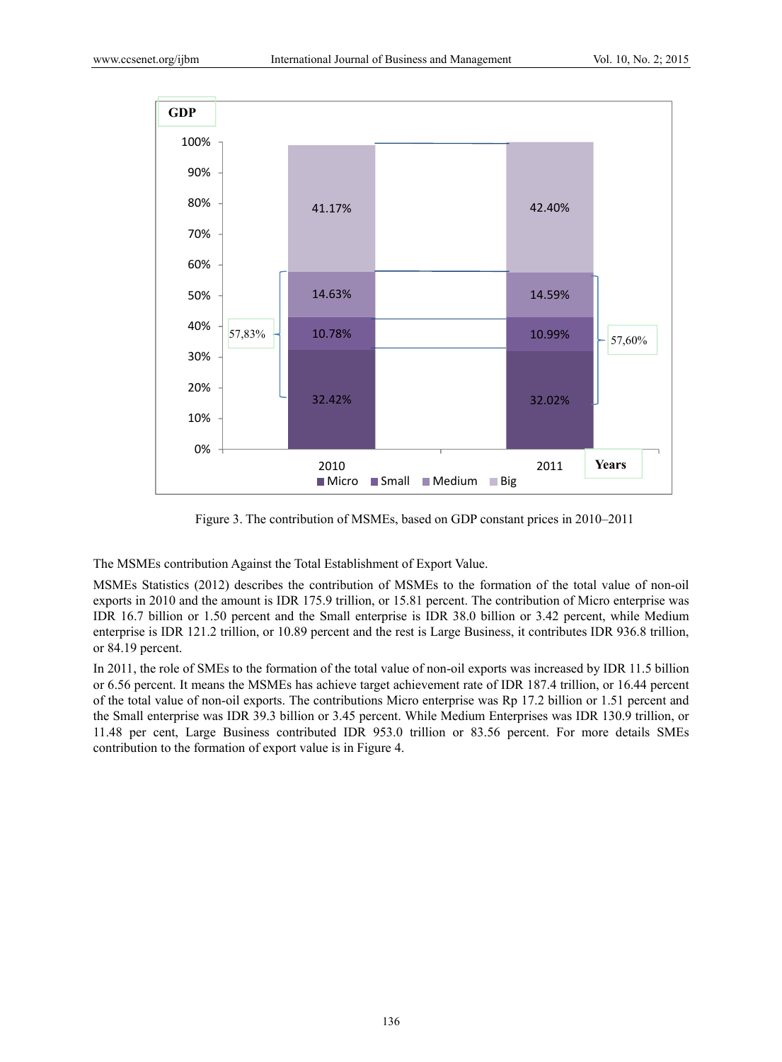Figure 3. The contribution of MSMEs, based on GDP constant prices in 2010–2011

The MSMEs contribution Against the Total Establishment of Export Value.

MSMEs Statistics (2012) describes the contribution of MSMEs to the formation of the total value of non-oil exports in 2010 and the amount is IDR 175.9 trillion, or 15.81 percent. The contribution of Micro enterprise was IDR 16.7 billion or 1.50 percent and the Small enterprise is IDR 38.0 billion or 3.42 percent, while Medium enterprise is IDR 121.2 trillion, or 10.89 percent and the rest is Large Business, it contributes IDR 936.8 trillion, or 84.19 percent.

In 2011, the role of SMEs to the formation of the total value of non-oil exports was increased by IDR 11.5 billion or 6.56 percent. It means the MSMEs has achieve target achievement rate of IDR 187.4 trillion, or 16.44 percent of the total value of non-oil exports. The contributions Micro enterprise was Rp 17.2 billion or 1.51 percent and the Small enterprise was IDR 39.3 billion or 3.45 percent. While Medium Enterprises was IDR 130.9 trillion, or 11.48 per cent, Large Business contributed IDR 953.0 trillion or 83.56 percent. For more details SMEs contribution to the formation of export value is in Figure 4.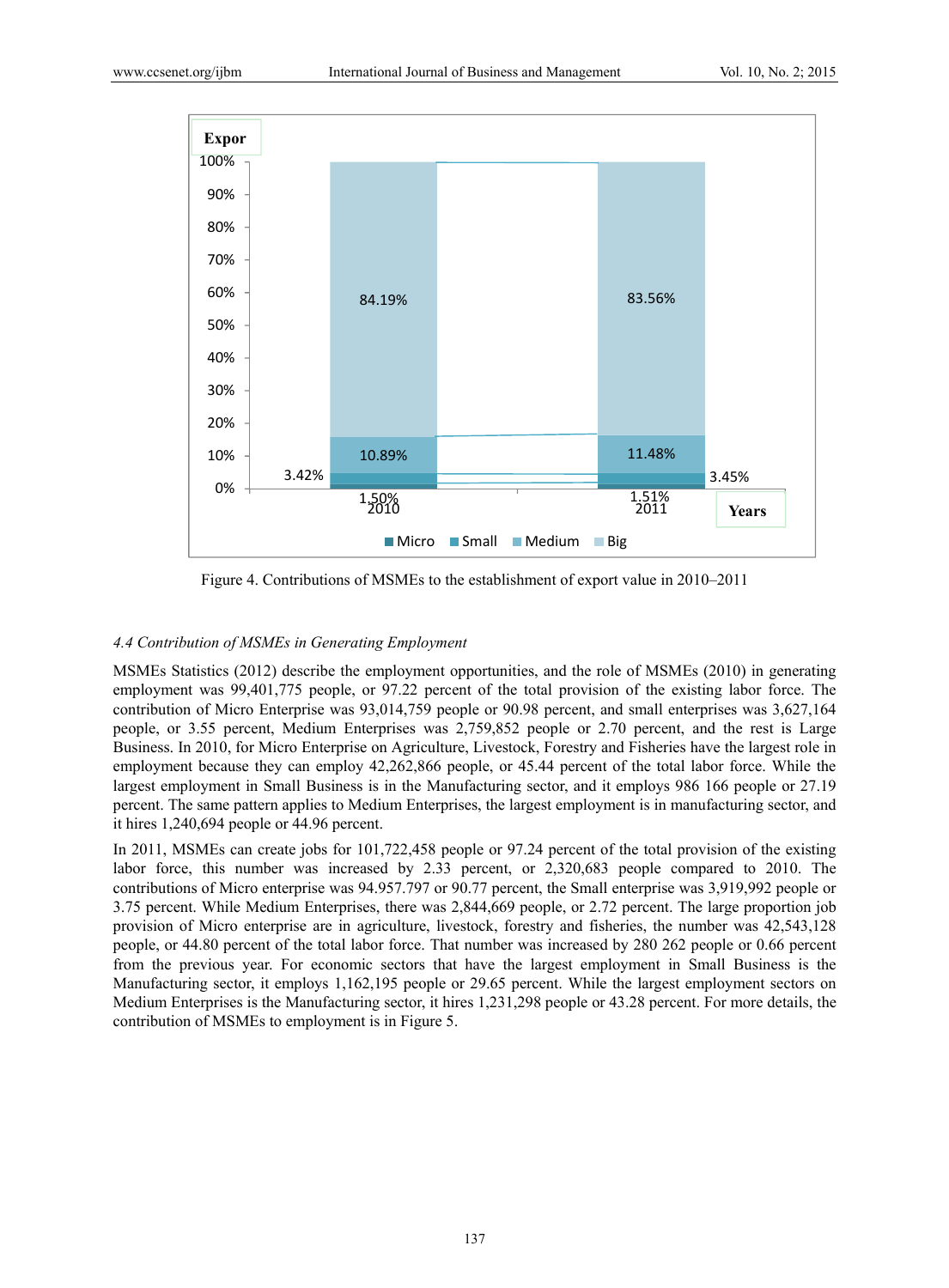Figure 4. Contributions of MSMEs to the establishment of export value in 2010–2011

### 4.4 Contribution of MSMEs in Generating Employment

MSMEs Statistics (2012) describe the employment opportunities, and the role of MSMEs (2010) in generating employment was 99,401,775 people, or 97.22 percent of the total provision of the existing labor force. The contribution of Micro Enterprise was 93,014,759 people or 90.98 percent, and small enterprises was 3,627,164 people, or 3.55 percent, Medium Enterprises was 2,759,852 people or 2.70 percent, and the rest is Large Business. In 2010, for Micro Enterprise on Agriculture, Livestock, Forestry and Fisheries have the largest role in employment because they can employ 42,262,866 people, or 45.44 percent of the total labor force. While the largest employment in Small Business is in the Manufacturing sector, and it employs 986 166 people or 27.19 percent. The same pattern applies to Medium Enterprises, the largest employment is in manufacturing sector, and it hires 1,240,694 people or 44.96 percent.

In 2011, MSMEs can create jobs for 101,722,458 people or 97.24 percent of the total provision of the existing labor force, this number was increased by 2.33 percent, or 2,320,683 people compared to 2010. The contributions of Micro enterprise was 94.957.797 or 90.77 percent, the Small enterprise was 3,919,992 people or 3.75 percent. While Medium Enterprises, there was 2,844,669 people, or 2.72 percent. The large proportion job provision of Micro enterprise are in agriculture, livestock, forestry and fisheries, the number was 42,543,128 people, or 44.80 percent of the total labor force. That number was increased by 280 262 people or 0.66 percent from the previous year. For economic sectors that have the largest employment in Small Business is the Manufacturing sector, it employs 1,162,195 people or 29.65 percent. While the largest employment sectors on Medium Enterprises is the Manufacturing sector, it hires 1,231,298 people or 43.28 percent. For more details, the contribution of MSMEs to employment is in Figure 5.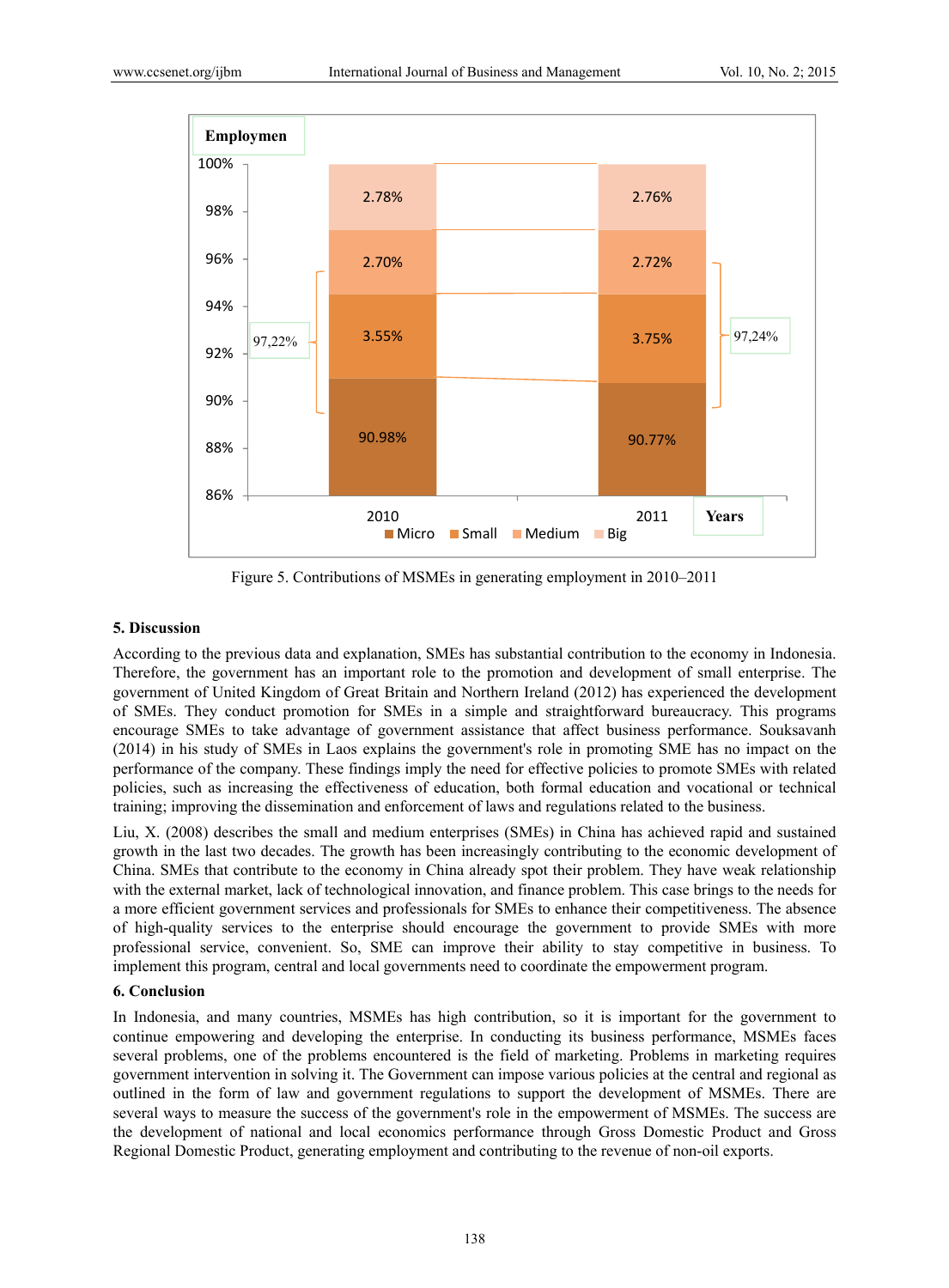Figure 5. Contributions of MSMEs in generating employment in 2010–2011

## 5. Discussion

According to the previous data and explanation, SMEs has substantial contribution to the economy in Indonesia. Therefore, the government has an important role to the promotion and development of small enterprise. The government of United Kingdom of Great Britain and Northern Ireland (2012) has experienced the development of SMEs. They conduct promotion for SMEs in a simple and straightforward bureaucracy. This programs encourage SMEs to take advantage of government assistance that affect business performance. Souksavanh (2014) in his study of SMEs in Laos explains the government's role in promoting SME has no impact on the performance of the company. These findings imply the need for effective policies to promote SMEs with related policies, such as increasing the effectiveness of education, both formal education and vocational or technical training; improving the dissemination and enforcement of laws and regulations related to the business.

Liu, X. (2008) describes the small and medium enterprises (SMEs) in China has achieved rapid and sustained growth in the last two decades. The growth has been increasingly contributing to the economic development of China. SMEs that contribute to the economy in China already spot their problem. They have weak relationship with the external market, lack of technological innovation, and finance problem. This case brings to the needs for a more efficient government services and professionals for SMEs to enhance their competitiveness. The absence of high-quality services to the enterprise should encourage the government to provide SMEs with more professional service, convenient. So, SME can improve their ability to stay competitive in business. To implement this program, central and local governments need to coordinate the empowerment program.

## 6. Conclusion

In Indonesia, and many countries, MSMEs has high contribution, so it is important for the government to continue empowering and developing the enterprise. In conducting its business performance, MSMEs faces several problems, one of the problems encountered is the field of marketing. Problems in marketing requires government intervention in solving it. The Government can impose various policies at the central and regional as outlined in the form of law and government regulations to support the development of MSMEs. There are several ways to measure the success of the government's role in the empowerment of MSMEs. The success are the development of national and local economics performance through Gross Domestic Product and Gross Regional Domestic Product, generating employment and contributing to the revenue of non-oil exports.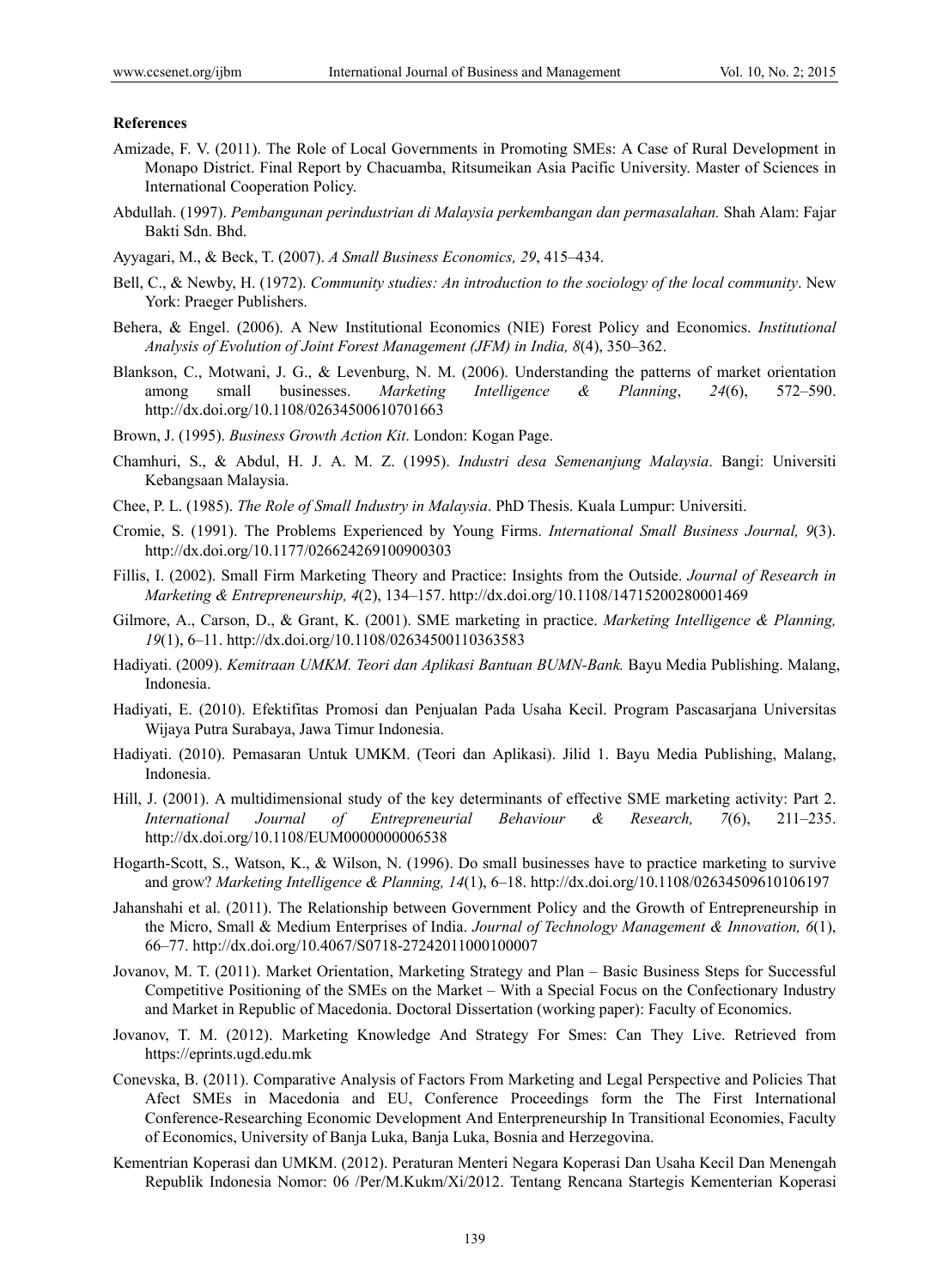**References**

Amizade, F. V. (2011). The Role of Local Governments in Promoting SMEs: A Case of Rural Development in Monapo District. Final Report by Chacuamba, Ritsumeikan Asia Pacific University. Master of Sciences in International Cooperation Policy.

Abdullah. (1997). *Pembangunan perindustrian di Malaysia perkembangan dan permasalahan.* Shah Alam: Fajar Bakti Sdn. Bhd.

Ayyagari, M., & Beck, T. (2007). *A Small Business Economics, 29*, 415–434.

Bell, C., & Newby, H. (1972). *Community studies: An introduction to the sociology of the local community*. New York: Praeger Publishers.

Behera, & Engel. (2006). A New Institutional Economics (NIE) Forest Policy and Economics. *Institutional Analysis of Evolution of Joint Forest Management (JFM) in India, 8*(4), 350–362.

Blankson, C., Motwani, J. G., & Levenburg, N. M. (2006). Understanding the patterns of market orientation among small businesses. *Marketing Intelligence & Planning*, *24*(6), 572–590. http://dx.doi.org/10.1108/02634500610701663

Brown, J. (1995). *Business Growth Action Kit*. London: Kogan Page.

Chamhuri, S., & Abdul, H. J. A. M. Z. (1995). *Industri desa Semenanjung Malaysia*. Bangi: Universiti Kebangsaan Malaysia.

Chee, P. L. (1985). *The Role of Small Industry in Malaysia*. PhD Thesis. Kuala Lumpur: Universiti.

Cromie, S. (1991). The Problems Experienced by Young Firms. *International Small Business Journal, 9*(3). http://dx.doi.org/10.1177/026624269100900303

Fillis, I. (2002). Small Firm Marketing Theory and Practice: Insights from the Outside. *Journal of Research in Marketing & Entrepreneurship, 4*(2), 134–157. http://dx.doi.org/10.1108/14715200280001469

Gilmore, A., Carson, D., & Grant, K. (2001). SME marketing in practice. *Marketing Intelligence & Planning, 19*(1), 6–11. http://dx.doi.org/10.1108/02634500110363583

Hadiyati. (2009). *Kemitraan UMKM. Teori dan Aplikasi Bantuan BUMN-Bank.* Bayu Media Publishing. Malang, Indonesia.

Hadiyati, E. (2010). Efektifitas Promosi dan Penjualan Pada Usaha Kecil. Program Pascasarjana Universitas Wijaya Putra Surabaya, Jawa Timur Indonesia.

Hadiyati. (2010). Pemasaran Untuk UMKM. (Teori dan Aplikasi). Jilid 1. Bayu Media Publishing, Malang, Indonesia.

Hill, J. (2001). A multidimensional study of the key determinants of effective SME marketing activity: Part 2. *International Journal of Entrepreneurial Behaviour & Research, 7*(6), 211–235. http://dx.doi.org/10.1108/EUM0000000006538

Hogarth-Scott, S., Watson, K., & Wilson, N. (1996). Do small businesses have to practice marketing to survive and grow? *Marketing Intelligence & Planning, 14*(1), 6–18. http://dx.doi.org/10.1108/02634509610106197

Jahanshahi et al. (2011). The Relationship between Government Policy and the Growth of Entrepreneurship in the Micro, Small & Medium Enterprises of India. *Journal of Technology Management & Innovation, 6*(1), 66–77. http://dx.doi.org/10.4067/S0718-27242011000100007

Jovanov, M. T. (2011). Market Orientation, Marketing Strategy and Plan – Basic Business Steps for Successful Competitive Positioning of the SMEs on the Market – With a Special Focus on the Confectionary Industry and Market in Republic of Macedonia. Doctoral Dissertation (working paper): Faculty of Economics.

Jovanov, T. M. (2012). Marketing Knowledge And Strategy For Smes: Can They Live. Retrieved from https://eprints.ugd.edu.mk

Conevska, B. (2011). Comparative Analysis of Factors From Marketing and Legal Perspective and Policies That Afect SMEs in Macedonia and EU, Conference Proceedings form the The First International Conference-Researching Economic Development And Enterpreneurship In Transitional Economies, Faculty of Economics, University of Banja Luka, Banja Luka, Bosnia and Herzegovina.

Kementrian Koperasi dan UMKM. (2012). Peraturan Menteri Negara Koperasi Dan Usaha Kecil Dan Menengah Republik Indonesia Nomor: 06 /Per/M.Kukm/Xi/2012. Tentang Rencana Startegis Kementerian Koperasi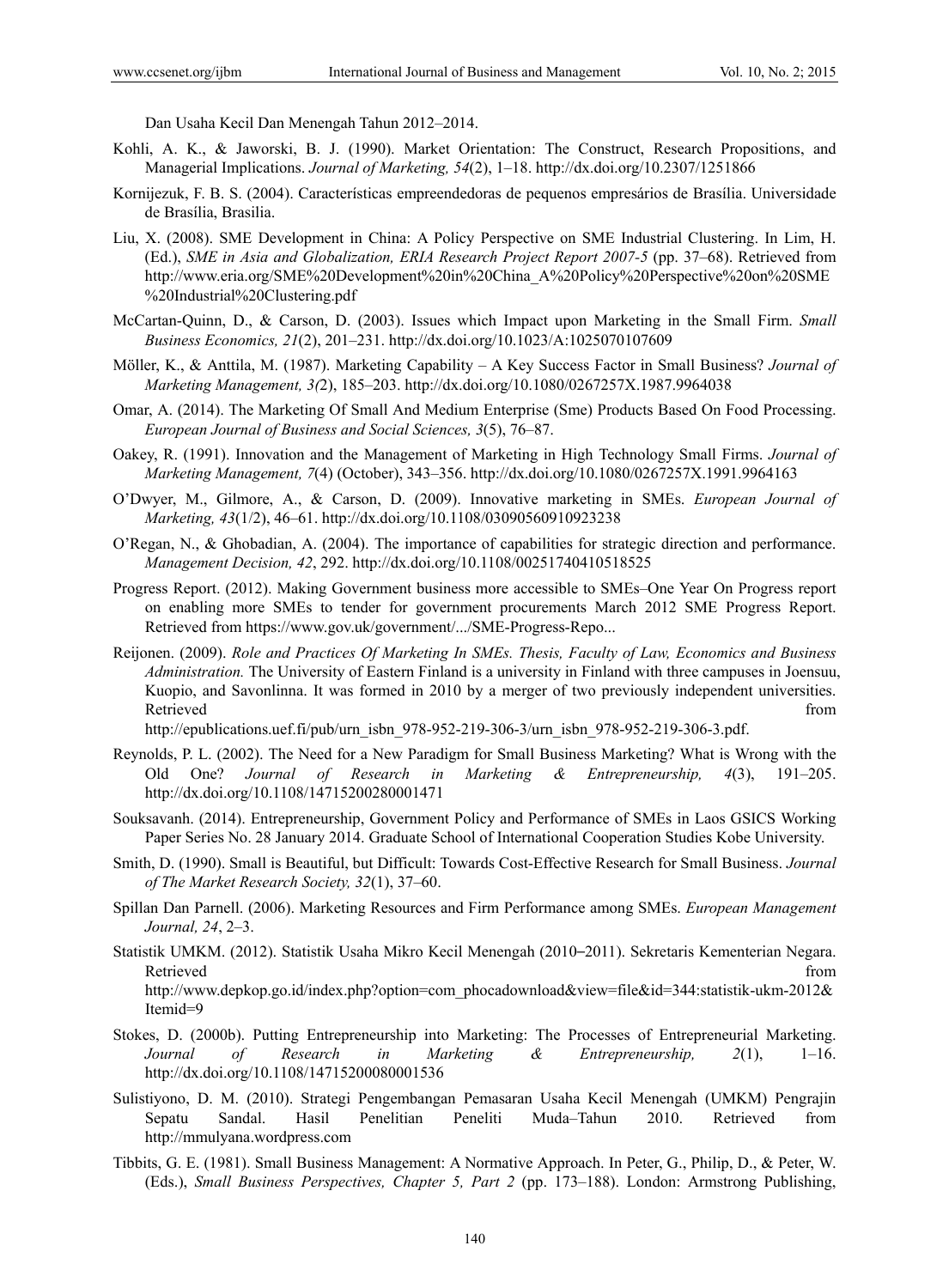Dan Usaha Kecil Dan Menengah Tahun 2012–2014.

Kohli, A. K., & Jaworski, B. J. (1990). Market Orientation: The Construct, Research Propositions, and Managerial Implications. *Journal of Marketing, 54*(2), 1–18. http://dx.doi.org/10.2307/1251866

Kornijezuk, F. B. S. (2004). Características empreendedoras de pequenos empresários de Brasília. Universidade de Brasília, Brasilia.

Liu, X. (2008). SME Development in China: A Policy Perspective on SME Industrial Clustering. In Lim, H. (Ed.), *SME in Asia and Globalization, ERIA Research Project Report 2007-5* (pp. 37–68). Retrieved from http://www.eria.org/SME%20Development%20in%20China_A%20Policy%20Perspective%20on%20SME%20Industrial%20Clustering.pdf

McCartan-Quinn, D., & Carson, D. (2003). Issues which Impact upon Marketing in the Small Firm. *Small Business Economics, 21*(2), 201–231. http://dx.doi.org/10.1023/A:1025070107609

Möller, K., & Anttila, M. (1987). Marketing Capability – A Key Success Factor in Small Business? *Journal of Marketing Management, 3(*2), 185–203. http://dx.doi.org/10.1080/0267257X.1987.9964038

Omar, A. (2014). The Marketing Of Small And Medium Enterprise (Sme) Products Based On Food Processing. *European Journal of Business and Social Sciences, 3*(5), 76–87.

Oakey, R. (1991). Innovation and the Management of Marketing in High Technology Small Firms. *Journal of Marketing Management, 7*(4) (October), 343–356. http://dx.doi.org/10.1080/0267257X.1991.9964163

O'Dwyer, M., Gilmore, A., & Carson, D. (2009). Innovative marketing in SMEs. *European Journal of Marketing, 43*(1/2), 46–61. http://dx.doi.org/10.1108/03090560910923238

O'Regan, N., & Ghobadian, A. (2004). The importance of capabilities for strategic direction and performance. *Management Decision, 42*, 292. http://dx.doi.org/10.1108/00251740410518525

Progress Report. (2012). Making Government business more accessible to SMEs–One Year On Progress report on enabling more SMEs to tender for government procurements March 2012 SME Progress Report. Retrieved from https://www.gov.uk/government/.../SME-Progress-Repo...

Reijonen. (2009). *Role and Practices Of Marketing In SMEs. Thesis, Faculty of Law, Economics and Business Administration.* The University of Eastern Finland is a university in Finland with three campuses in Joensuu, Kuopio, and Savonlinna. It was formed in 2010 by a merger of two previously independent universities. Retrieved from http://epublications.uef.fi/pub/urn_isbn_978-952-219-306-3/urn_isbn_978-952-219-306-3.pdf.

Reynolds, P. L. (2002). The Need for a New Paradigm for Small Business Marketing? What is Wrong with the Old One? *Journal of Research in Marketing & Entrepreneurship, 4*(3), 191–205. http://dx.doi.org/10.1108/14715200280001471

Souksavanh. (2014). Entrepreneurship, Government Policy and Performance of SMEs in Laos GSICS Working Paper Series No. 28 January 2014. Graduate School of International Cooperation Studies Kobe University.

Smith, D. (1990). Small is Beautiful, but Difficult: Towards Cost-Effective Research for Small Business. *Journal of The Market Research Society, 32*(1), 37–60.

Spillan Dan Parnell. (2006). Marketing Resources and Firm Performance among SMEs. *European Management Journal, 24*, 2–3.

Statistik UMKM. (2012). Statistik Usaha Mikro Kecil Menengah (2010–2011). Sekretaris Kementerian Negara. Retrieved from http://www.depkop.go.id/index.php?option=com_phocadownload&view=file&id=344:statistik-ukm-2012&Itemid=9

Stokes, D. (2000b). Putting Entrepreneurship into Marketing: The Processes of Entrepreneurial Marketing. *Journal of Research in Marketing & Entrepreneurship, 2*(1), 1–16. http://dx.doi.org/10.1108/14715200080001536

Sulistiyono, D. M. (2010). Strategi Pengembangan Pemasaran Usaha Kecil Menengah (UMKM) Pengrajin Sepatu Sandal. Hasil Penelitian Peneliti Muda–Tahun 2010. Retrieved from http://mmulyana.wordpress.com

Tibbits, G. E. (1981). Small Business Management: A Normative Approach. In Peter, G., Philip, D., & Peter, W. (Eds.), *Small Business Perspectives, Chapter 5, Part 2* (pp. 173–188). London: Armstrong Publishing,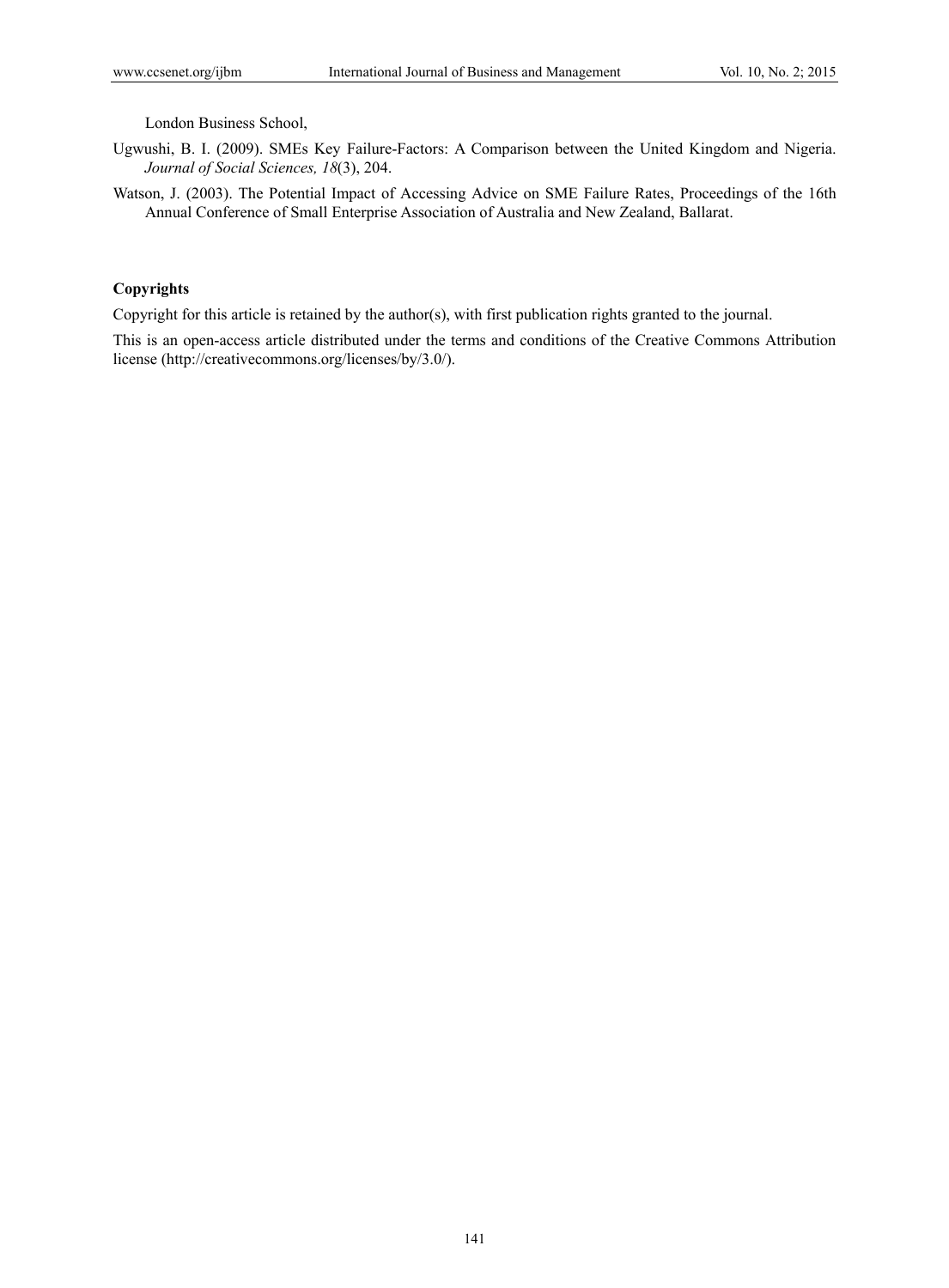London Business School,

Ugwushi, B. I. (2009). SMEs Key Failure-Factors: A Comparison between the United Kingdom and Nigeria. *Journal of Social Sciences, 18*(3), 204.

Watson, J. (2003). The Potential Impact of Accessing Advice on SME Failure Rates, Proceedings of the 16th Annual Conference of Small Enterprise Association of Australia and New Zealand, Ballarat.

## Copyrights

Copyright for this article is retained by the author(s), with first publication rights granted to the journal.

This is an open-access article distributed under the terms and conditions of the Creative Commons Attribution license (http://creativecommons.org/licenses/by/3.0/).